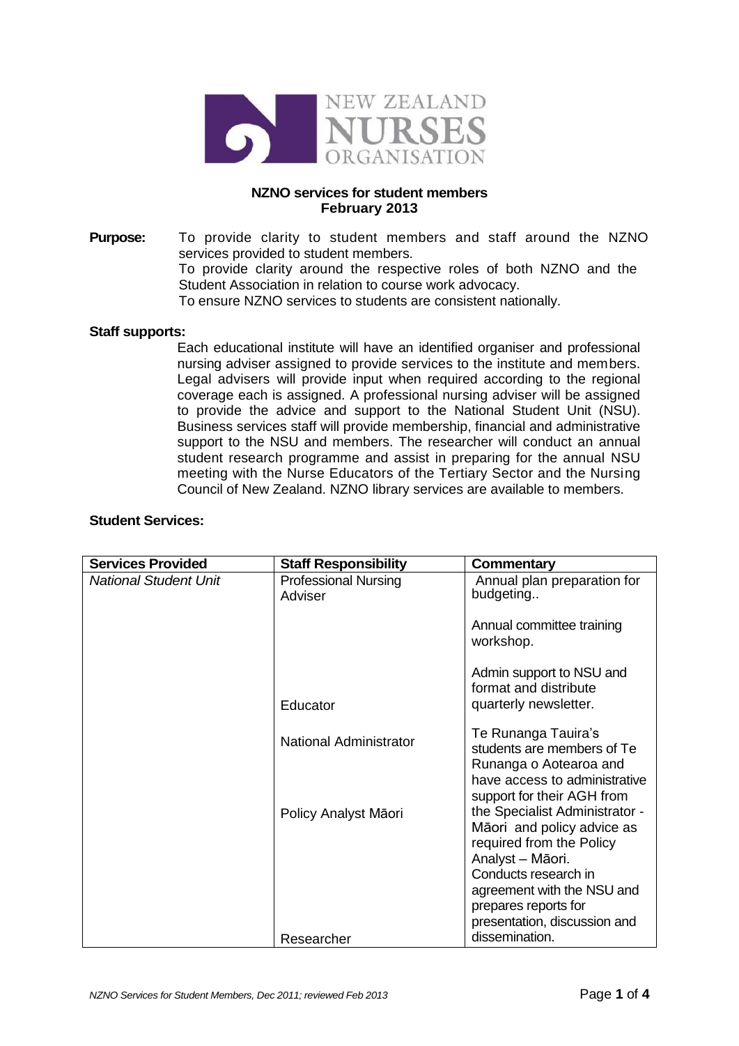**NZNO services for student members**
**February 2013**

**Purpose:** To provide clarity to student members and staff around the NZNO services provided to student members.
To provide clarity around the respective roles of both NZNO and the Student Association in relation to course work advocacy.
To ensure NZNO services to students are consistent nationally.

**Staff supports:**

Each educational institute will have an identified organiser and professional nursing adviser assigned to provide services to the institute and members. Legal advisers will provide input when required according to the regional coverage each is assigned. A professional nursing adviser will be assigned to provide the advice and support to the National Student Unit (NSU). Business services staff will provide membership, financial and administrative support to the NSU and members. The researcher will conduct an annual student research programme and assist in preparing for the annual NSU meeting with the Nurse Educators of the Tertiary Sector and the Nursing Council of New Zealand. NZNO library services are available to members.

**Student Services:**

| Services Provided | Staff Responsibility | Commentary |
|---|---|---|
| *National Student Unit* | Professional Nursing Adviser | Annual plan preparation for budgeting.. <br><br> Annual committee training workshop. |
| | Educator | Admin support to NSU and format and distribute quarterly newsletter. |
| | National Administrator <br><br> Policy Analyst Māori | Te Runanga Tauira's students are members of Te Runanga o Aotearoa and have access to administrative support for their AGH from the Specialist Administrator - Māori and policy advice as required from the Policy Analyst – Māori. |
| | Researcher | Conducts research in agreement with the NSU and prepares reports for presentation, discussion and dissemination. |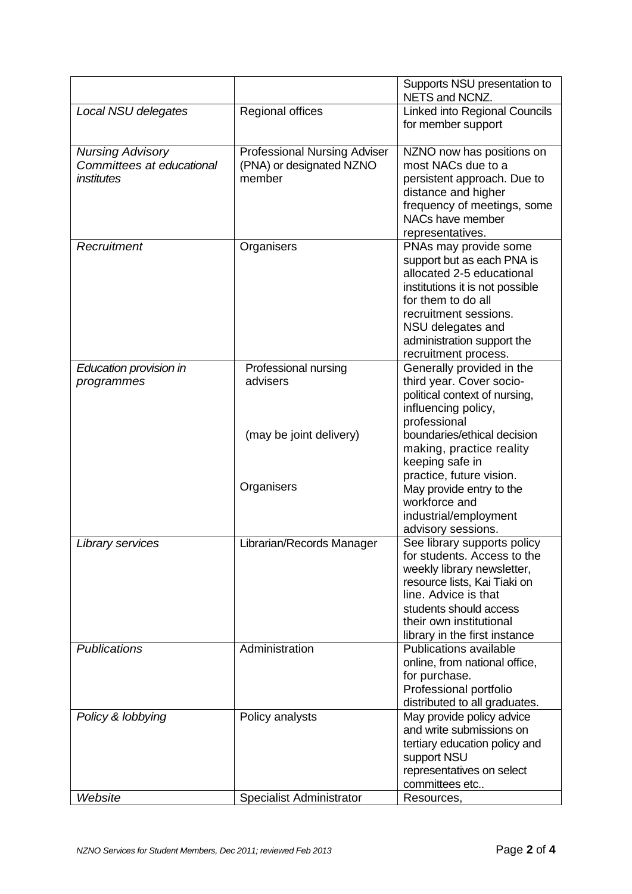| | | |
|---|---|---|
| | | Supports NSU presentation to NETS and NCNZ. |
| *Local NSU delegates* | Regional offices | Linked into Regional Councils for member support |
| *Nursing Advisory Committees at educational institutes* | Professional Nursing Adviser (PNA) or designated NZNO member | NZNO now has positions on most NACs due to a persistent approach. Due to distance and higher frequency of meetings, some NACs have member representatives. |
| *Recruitment* | Organisers | PNAs may provide some support but as each PNA is allocated 2-5 educational institutions it is not possible for them to do all recruitment sessions. NSU delegates and administration support the recruitment process. |
| *Education provision in programmes* | Professional nursing advisers<br><br>(may be joint delivery)<br><br>Organisers | Generally provided in the third year. Cover socio-political context of nursing, influencing policy, professional boundaries/ethical decision making, practice reality keeping safe in practice, future vision.<br>May provide entry to the workforce and industrial/employment advisory sessions. |
| *Library services* | Librarian/Records Manager | See library supports policy for students. Access to the weekly library newsletter, resource lists, Kai Tiaki on line. Advice is that students should access their own institutional library in the first instance |
| *Publications* | Administration | Publications available online, from national office, for purchase.<br>Professional portfolio distributed to all graduates. |
| *Policy & lobbying* | Policy analysts | May provide policy advice and write submissions on tertiary education policy and support NSU representatives on select committees etc.. |
| *Website* | Specialist Administrator | Resources, |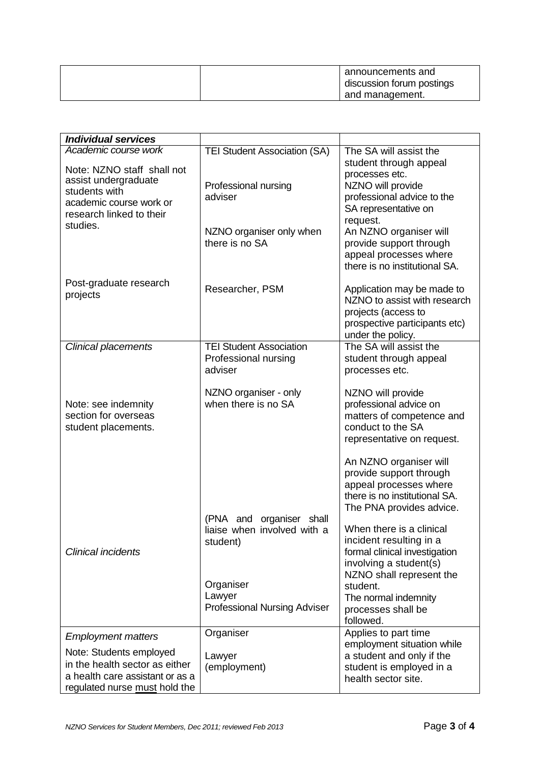| | | announcements and discussion forum postings and management. |
|---|---|---|

| ***Individual services*** | | |
|---|---|---|
| *Academic course work*<br><br>Note: NZNO staff shall not assist undergraduate students with academic course work or research linked to their studies. | TEI Student Association (SA)<br><br>Professional nursing adviser<br><br>NZNO organiser only when there is no SA | The SA will assist the student through appeal processes etc.<br>NZNO will provide professional advice to the SA representative on request.<br>An NZNO organiser will provide support through appeal processes where there is no institutional SA. |
| Post-graduate research projects | Researcher, PSM | Application may be made to NZNO to assist with research projects (access to prospective participants etc) under the policy. |
| *Clinical placements*<br><br>Note: see indemnity section for overseas student placements.<br><br>*Clinical incidents* | TEI Student Association Professional nursing adviser<br><br>NZNO organiser - only when there is no SA<br><br>(PNA and organiser shall liaise when involved with a student)<br><br>Organiser<br>Lawyer<br>Professional Nursing Adviser | The SA will assist the student through appeal processes etc.<br><br>NZNO will provide professional advice on matters of competence and conduct to the SA representative on request.<br><br>An NZNO organiser will provide support through appeal processes where there is no institutional SA. The PNA provides advice.<br><br>When there is a clinical incident resulting in a formal clinical investigation involving a student(s) NZNO shall represent the student.<br>The normal indemnity processes shall be followed. |
| *Employment matters*<br><br>Note: Students employed in the health sector as either a health care assistant or as a regulated nurse <u>must</u> hold the | Organiser<br><br>Lawyer (employment) | Applies to part time employment situation while a student and only if the student is employed in a health sector site. |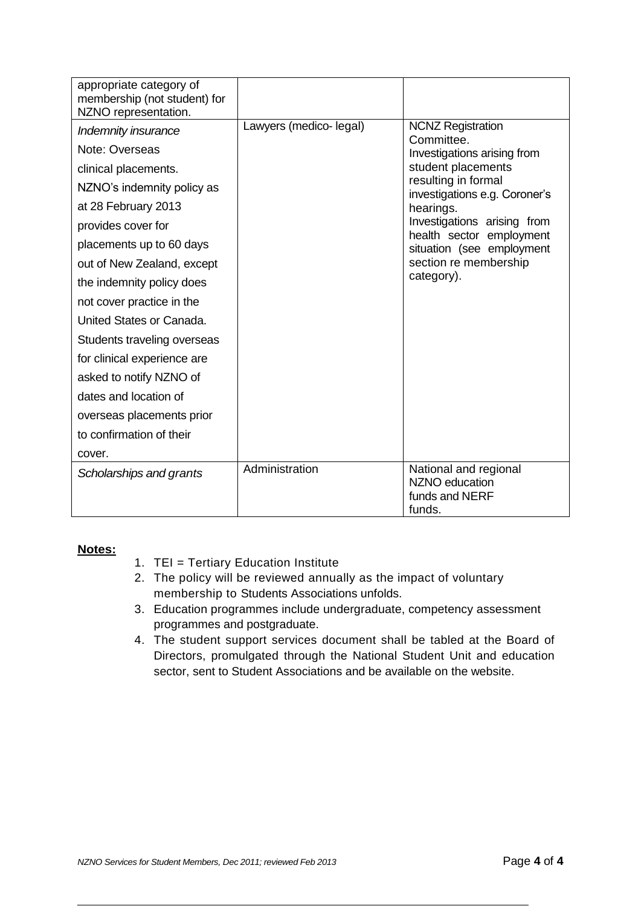| | | |
|---|---|---|
| appropriate category of membership (not student) for NZNO representation. | | |
| *Indemnity insurance*<br>Note: Overseas clinical placements. NZNO's indemnity policy as at 28 February 2013 provides cover for placements up to 60 days out of New Zealand, except the indemnity policy does not cover practice in the United States or Canada. Students traveling overseas for clinical experience are asked to notify NZNO of dates and location of overseas placements prior to confirmation of their cover. | Lawyers (medico- legal) | NCNZ Registration Committee.<br>Investigations arising from student placements resulting in formal investigations e.g. Coroner's hearings.<br>Investigations arising from health sector employment situation (see employment section re membership category). |
| *Scholarships and grants* | Administration | National and regional NZNO education funds and NERF funds. |

**Notes:**

1. TEI = Tertiary Education Institute
2. The policy will be reviewed annually as the impact of voluntary membership to Students Associations unfolds.
3. Education programmes include undergraduate, competency assessment programmes and postgraduate.
4. The student support services document shall be tabled at the Board of Directors, promulgated through the National Student Unit and education sector, sent to Student Associations and be available on the website.